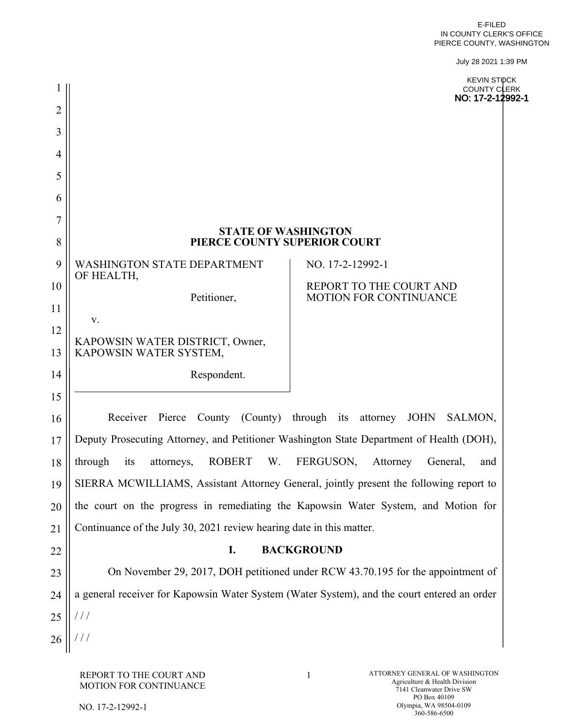E-FILED
IN COUNTY CLERK'S OFFICE
PIERCE COUNTY, WASHINGTON

July 28 2021 1:39 PM

KEVIN STOCK
COUNTY CLERK
NO: 17-2-12992-1

**STATE OF WASHINGTON**
**PIERCE COUNTY SUPERIOR COURT**

| | |
|---|---|
| WASHINGTON STATE DEPARTMENT OF HEALTH,<br><br>Petitioner,<br><br>v.<br><br>KAPOWSIN WATER DISTRICT, Owner, KAPOWSIN WATER SYSTEM,<br><br>Respondent. | NO. 17-2-12992-1<br><br>REPORT TO THE COURT AND MOTION FOR CONTINUANCE |

Receiver Pierce County (County) through its attorney JOHN SALMON, Deputy Prosecuting Attorney, and Petitioner Washington State Department of Health (DOH), through its attorneys, ROBERT W. FERGUSON, Attorney General, and SIERRA MCWILLIAMS, Assistant Attorney General, jointly present the following report to the court on the progress in remediating the Kapowsin Water System, and Motion for Continuance of the July 30, 2021 review hearing date in this matter.

## I. BACKGROUND

On November 29, 2017, DOH petitioned under RCW 43.70.195 for the appointment of a general receiver for Kapowsin Water System (Water System), and the court entered an order

/ / /

/ / /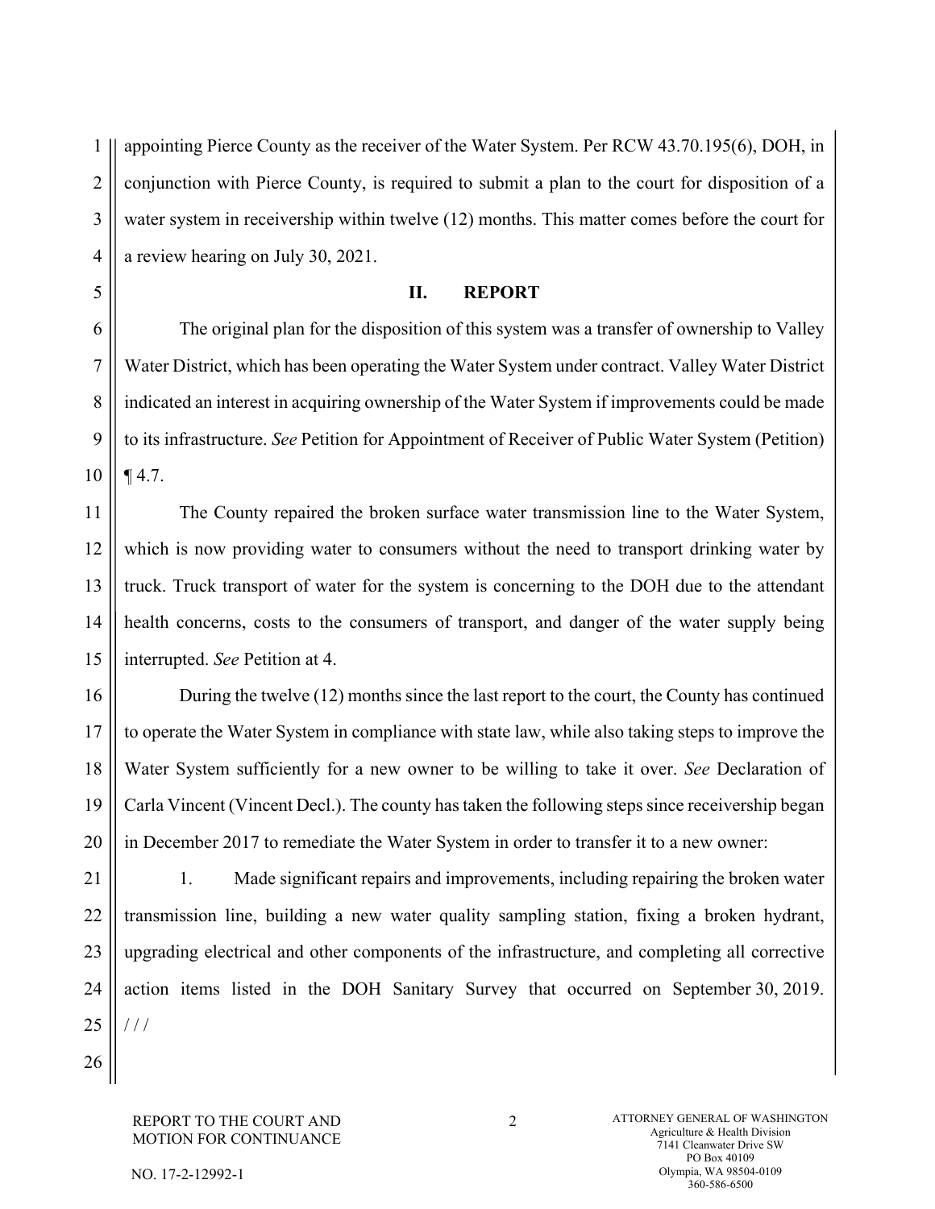appointing Pierce County as the receiver of the Water System. Per RCW 43.70.195(6), DOH, in conjunction with Pierce County, is required to submit a plan to the court for disposition of a water system in receivership within twelve (12) months. This matter comes before the court for a review hearing on July 30, 2021.

## II. REPORT

The original plan for the disposition of this system was a transfer of ownership to Valley Water District, which has been operating the Water System under contract. Valley Water District indicated an interest in acquiring ownership of the Water System if improvements could be made to its infrastructure. *See* Petition for Appointment of Receiver of Public Water System (Petition) ¶ 4.7.

The County repaired the broken surface water transmission line to the Water System, which is now providing water to consumers without the need to transport drinking water by truck. Truck transport of water for the system is concerning to the DOH due to the attendant health concerns, costs to the consumers of transport, and danger of the water supply being interrupted. *See* Petition at 4.

During the twelve (12) months since the last report to the court, the County has continued to operate the Water System in compliance with state law, while also taking steps to improve the Water System sufficiently for a new owner to be willing to take it over. *See* Declaration of Carla Vincent (Vincent Decl.). The county has taken the following steps since receivership began in December 2017 to remediate the Water System in order to transfer it to a new owner:

1. Made significant repairs and improvements, including repairing the broken water transmission line, building a new water quality sampling station, fixing a broken hydrant, upgrading electrical and other components of the infrastructure, and completing all corrective action items listed in the DOH Sanitary Survey that occurred on September 30, 2019. / / /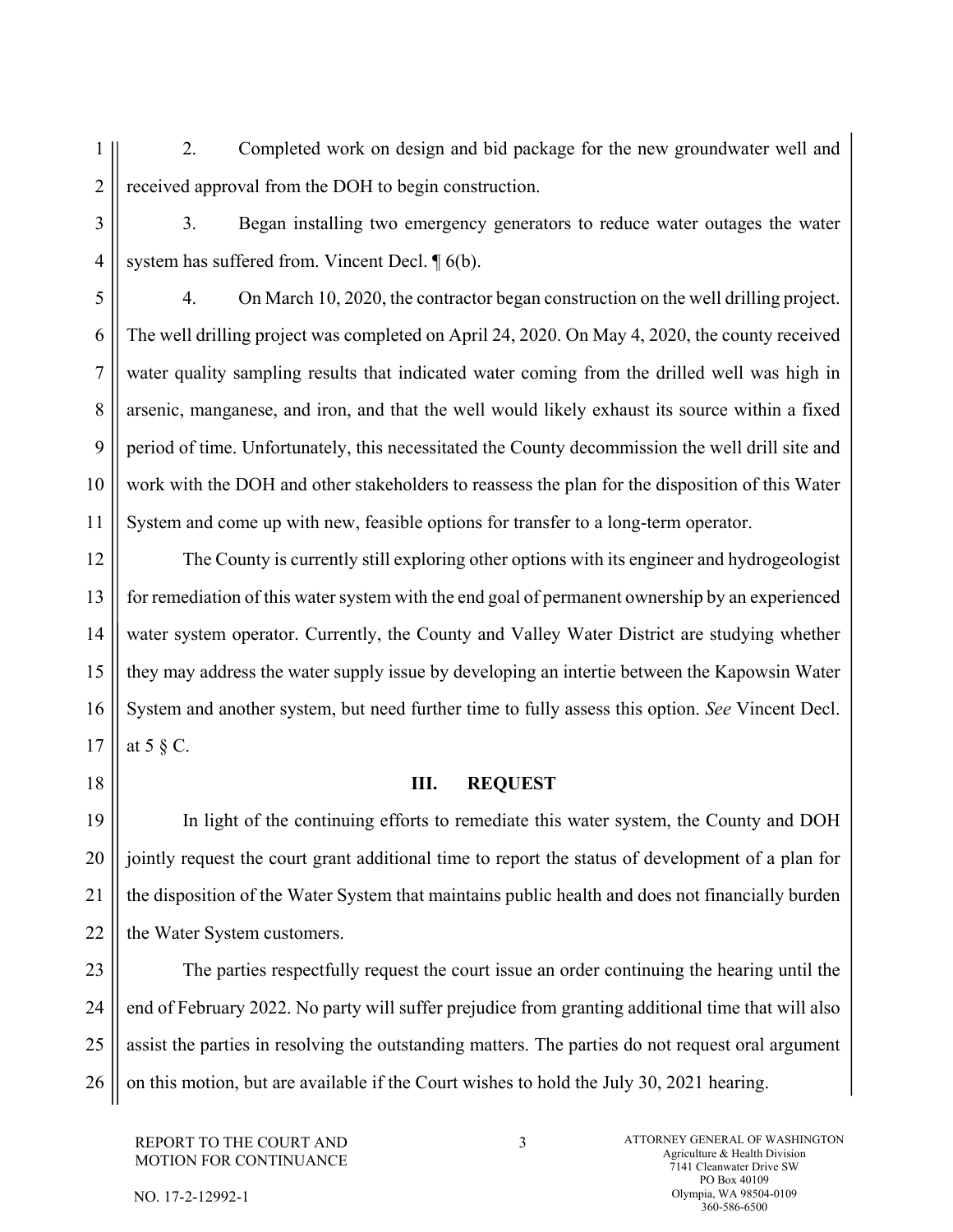2. Completed work on design and bid package for the new groundwater well and received approval from the DOH to begin construction.

3. Began installing two emergency generators to reduce water outages the water system has suffered from. Vincent Decl. ¶ 6(b).

4. On March 10, 2020, the contractor began construction on the well drilling project. The well drilling project was completed on April 24, 2020. On May 4, 2020, the county received water quality sampling results that indicated water coming from the drilled well was high in arsenic, manganese, and iron, and that the well would likely exhaust its source within a fixed period of time. Unfortunately, this necessitated the County decommission the well drill site and work with the DOH and other stakeholders to reassess the plan for the disposition of this Water System and come up with new, feasible options for transfer to a long-term operator.

The County is currently still exploring other options with its engineer and hydrogeologist for remediation of this water system with the end goal of permanent ownership by an experienced water system operator. Currently, the County and Valley Water District are studying whether they may address the water supply issue by developing an intertie between the Kapowsin Water System and another system, but need further time to fully assess this option. *See* Vincent Decl. at 5 § C.

## III. REQUEST

In light of the continuing efforts to remediate this water system, the County and DOH jointly request the court grant additional time to report the status of development of a plan for the disposition of the Water System that maintains public health and does not financially burden the Water System customers.

The parties respectfully request the court issue an order continuing the hearing until the end of February 2022. No party will suffer prejudice from granting additional time that will also assist the parties in resolving the outstanding matters. The parties do not request oral argument on this motion, but are available if the Court wishes to hold the July 30, 2021 hearing.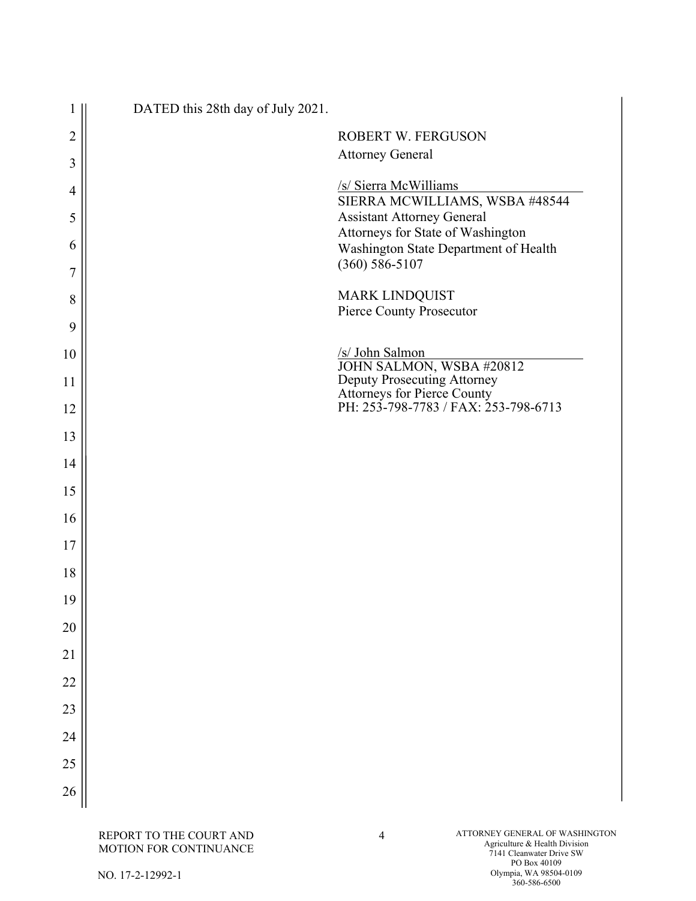DATED this 28th day of July 2021.

ROBERT W. FERGUSON  
Attorney General

/s/ Sierra McWilliams  
SIERRA MCWILLIAMS, WSBA #48544  
Assistant Attorney General  
Attorneys for State of Washington  
Washington State Department of Health  
(360) 586-5107

MARK LINDQUIST  
Pierce County Prosecutor

/s/ John Salmon  
JOHN SALMON, WSBA #20812  
Deputy Prosecuting Attorney  
Attorneys for Pierce County  
PH: 253-798-7783 / FAX: 253-798-6713